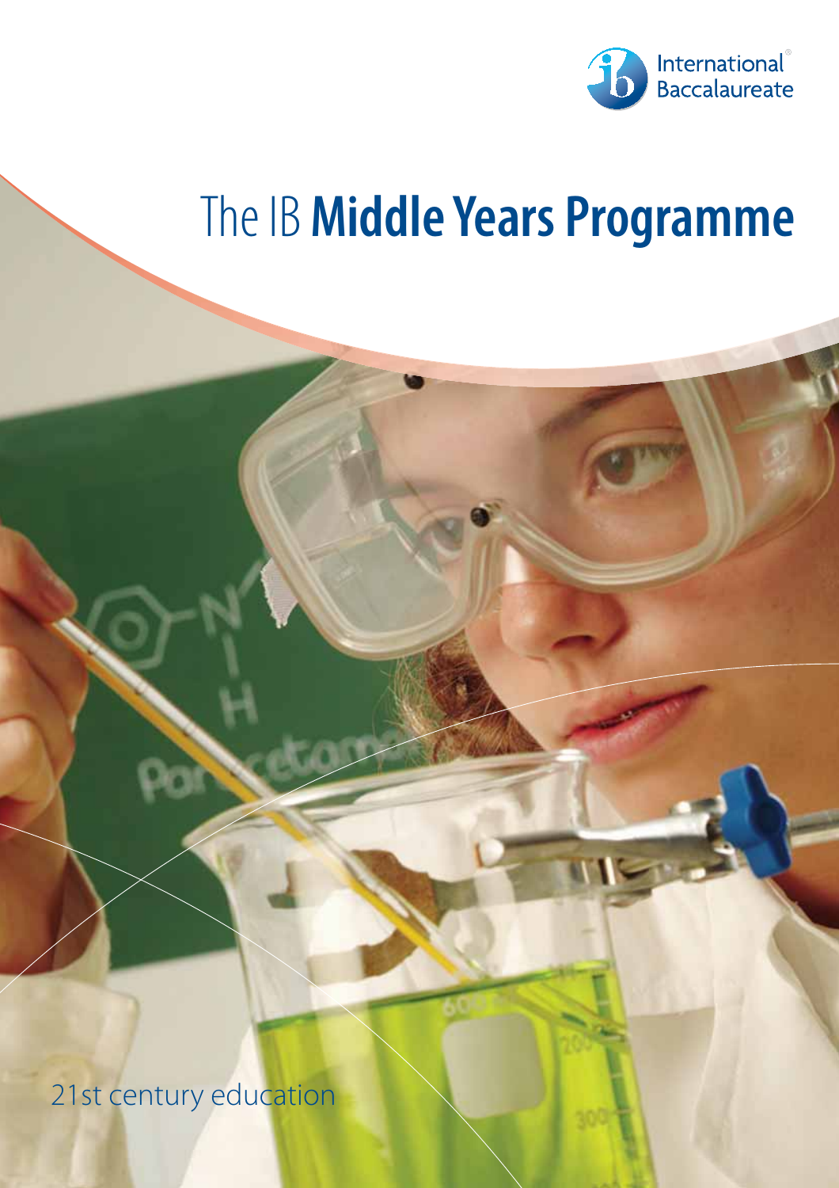International Baccalaureate

# The IB **Middle Years Programme**

21st century education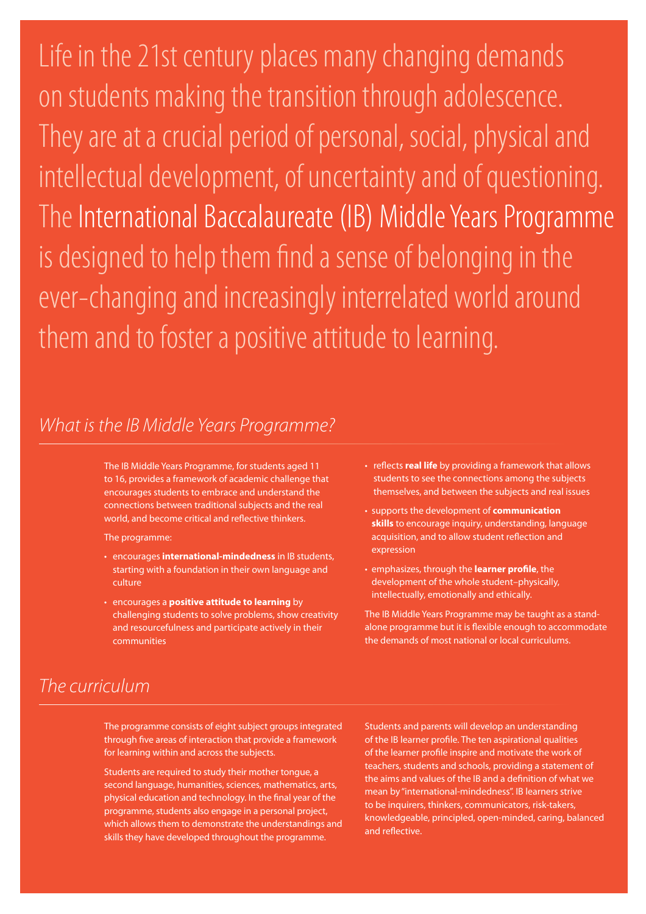Life in the 21st century places many changing demands on students making the transition through adolescence. They are at a crucial period of personal, social, physical and intellectual development, of uncertainty and of questioning. The International Baccalaureate (IB) Middle Years Programme is designed to help them find a sense of belonging in the ever-changing and increasingly interrelated world around them and to foster a positive attitude to learning.

## *What is the IB Middle Years Programme?*

The IB Middle Years Programme, for students aged 11 to 16, provides a framework of academic challenge that encourages students to embrace and understand the connections between traditional subjects and the real world, and become critical and reflective thinkers.

The programme:

- encourages **international-mindedness** in IB students, starting with a foundation in their own language and culture
- encourages a **positive attitude to learning** by challenging students to solve problems, show creativity and resourcefulness and participate actively in their communities
- reflects **real life** by providing a framework that allows students to see the connections among the subjects themselves, and between the subjects and real issues
- supports the development of **communication skills** to encourage inquiry, understanding, language acquisition, and to allow student reflection and expression
- emphasizes, through the **learner profile**, the development of the whole student–physically, intellectually, emotionally and ethically.

The IB Middle Years Programme may be taught as a stand-alone programme but it is flexible enough to accommodate the demands of most national or local curriculums.

## *The curriculum*

The programme consists of eight subject groups integrated through five areas of interaction that provide a framework for learning within and across the subjects.

Students are required to study their mother tongue, a second language, humanities, sciences, mathematics, arts, physical education and technology. In the final year of the programme, students also engage in a personal project, which allows them to demonstrate the understandings and skills they have developed throughout the programme.

Students and parents will develop an understanding of the IB learner profile. The ten aspirational qualities of the learner profile inspire and motivate the work of teachers, students and schools, providing a statement of the aims and values of the IB and a definition of what we mean by "international-mindedness". IB learners strive to be inquirers, thinkers, communicators, risk-takers, knowledgeable, principled, open-minded, caring, balanced and reflective.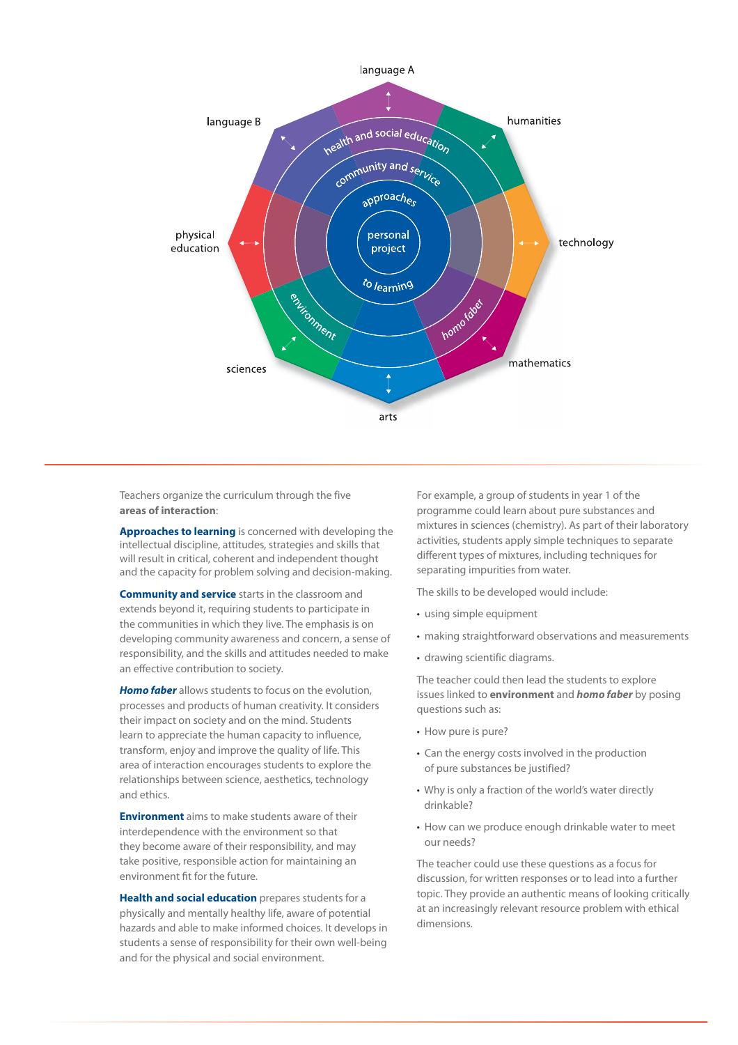Teachers organize the curriculum through the five **areas of interaction**:

**Approaches to learning** is concerned with developing the intellectual discipline, attitudes, strategies and skills that will result in critical, coherent and independent thought and the capacity for problem solving and decision-making.

**Community and service** starts in the classroom and extends beyond it, requiring students to participate in the communities in which they live. The emphasis is on developing community awareness and concern, a sense of responsibility, and the skills and attitudes needed to make an effective contribution to society.

***Homo faber*** allows students to focus on the evolution, processes and products of human creativity. It considers their impact on society and on the mind. Students learn to appreciate the human capacity to influence, transform, enjoy and improve the quality of life. This area of interaction encourages students to explore the relationships between science, aesthetics, technology and ethics.

**Environment** aims to make students aware of their interdependence with the environment so that they become aware of their responsibility, and may take positive, responsible action for maintaining an environment fit for the future.

**Health and social education** prepares students for a physically and mentally healthy life, aware of potential hazards and able to make informed choices. It develops in students a sense of responsibility for their own well-being and for the physical and social environment.

For example, a group of students in year 1 of the programme could learn about pure substances and mixtures in sciences (chemistry). As part of their laboratory activities, students apply simple techniques to separate different types of mixtures, including techniques for separating impurities from water.

The skills to be developed would include:

- using simple equipment
- making straightforward observations and measurements
- drawing scientific diagrams.

The teacher could then lead the students to explore issues linked to **environment** and ***homo faber*** by posing questions such as:

- How pure is pure?
- Can the energy costs involved in the production of pure substances be justified?
- Why is only a fraction of the world's water directly drinkable?
- How can we produce enough drinkable water to meet our needs?

The teacher could use these questions as a focus for discussion, for written responses or to lead into a further topic. They provide an authentic means of looking critically at an increasingly relevant resource problem with ethical dimensions.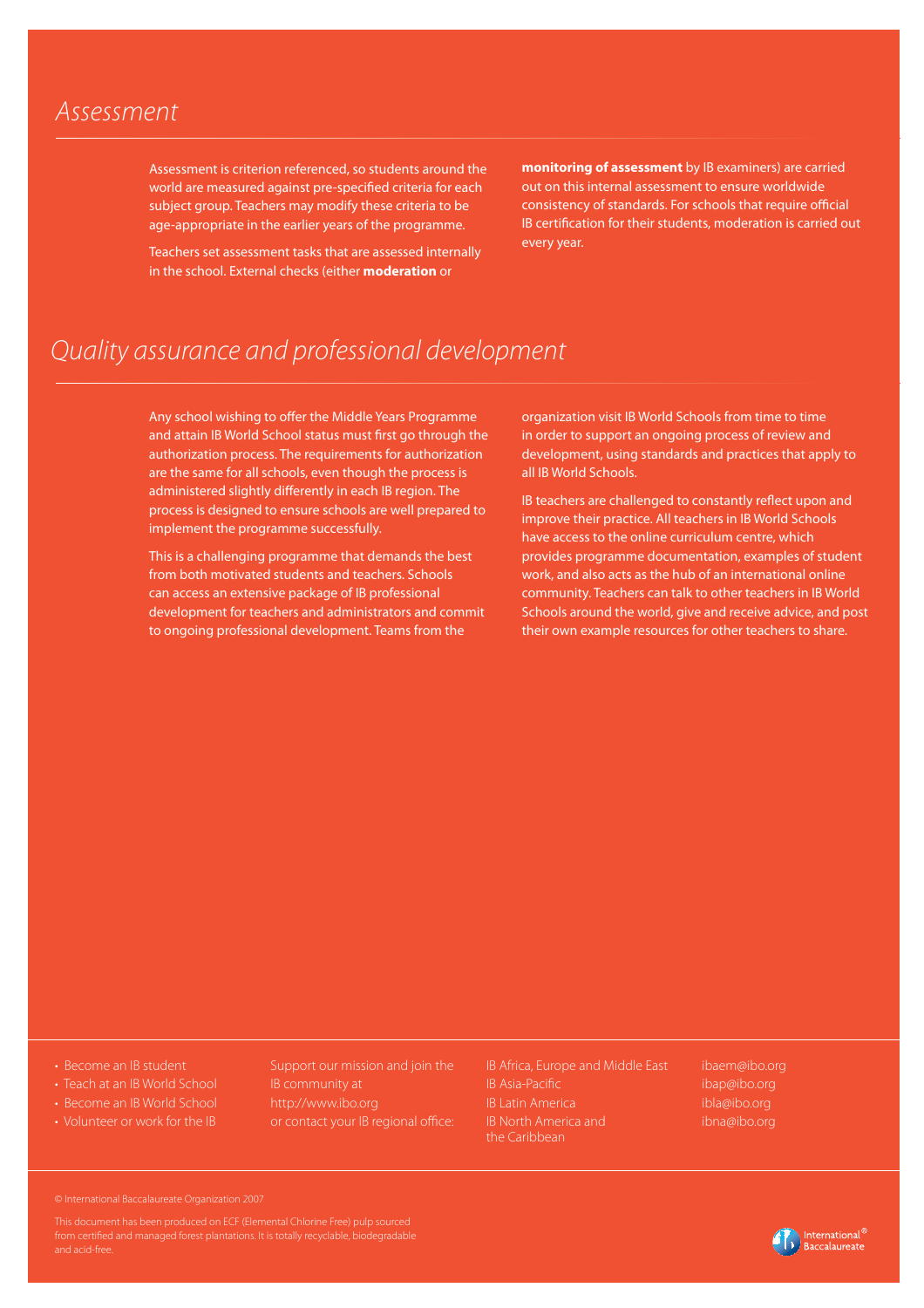# *Assessment*

Assessment is criterion referenced, so students around the world are measured against pre-specified criteria for each subject group. Teachers may modify these criteria to be age-appropriate in the earlier years of the programme.

Teachers set assessment tasks that are assessed internally in the school. External checks (either **moderation** or **monitoring of assessment** by IB examiners) are carried out on this internal assessment to ensure worldwide consistency of standards. For schools that require official IB certification for their students, moderation is carried out every year.

# *Quality assurance and professional development*

Any school wishing to offer the Middle Years Programme and attain IB World School status must first go through the authorization process. The requirements for authorization are the same for all schools, even though the process is administered slightly differently in each IB region. The process is designed to ensure schools are well prepared to implement the programme successfully.

This is a challenging programme that demands the best from both motivated students and teachers. Schools can access an extensive package of IB professional development for teachers and administrators and commit to ongoing professional development. Teams from the organization visit IB World Schools from time to time in order to support an ongoing process of review and development, using standards and practices that apply to all IB World Schools.

IB teachers are challenged to constantly reflect upon and improve their practice. All teachers in IB World Schools have access to the online curriculum centre, which provides programme documentation, examples of student work, and also acts as the hub of an international online community. Teachers can talk to other teachers in IB World Schools around the world, give and receive advice, and post their own example resources for other teachers to share.

- Become an IB student
- Teach at an IB World School
- Become an IB World School
- Volunteer or work for the IB

Support our mission and join the IB community at http://www.ibo.org or contact your IB regional office:

IB Africa, Europe and Middle East ibaem@ibo.org
IB Asia-Pacific ibap@ibo.org
IB Latin America ibla@ibo.org
IB North America and the Caribbean ibna@ibo.org

© International Baccalaureate Organization 2007

This document has been produced on ECF (Elemental Chlorine Free) pulp sourced from certified and managed forest plantations. It is totally recyclable, biodegradable and acid-free.

International® Baccalaureate